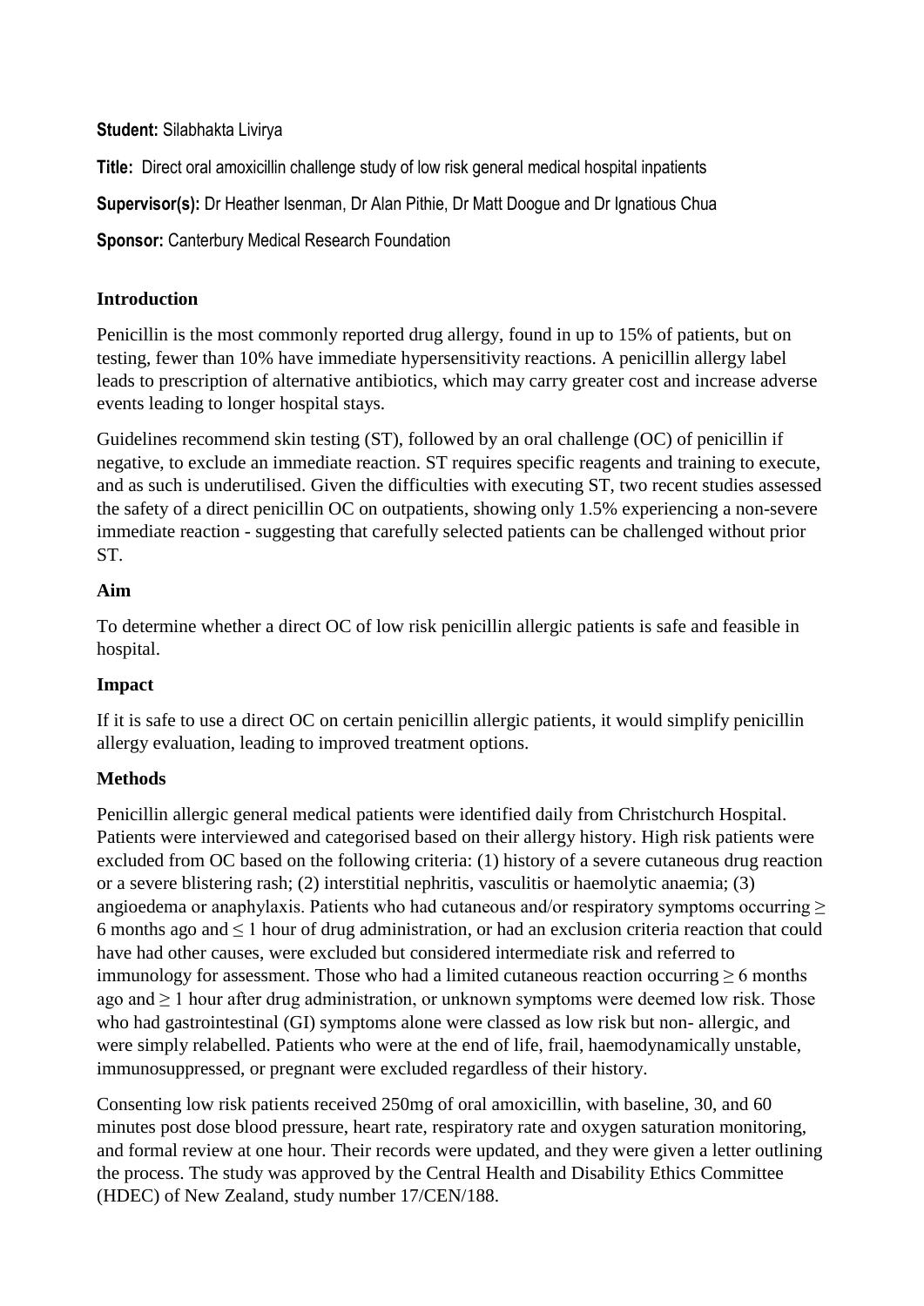**Student:** Silabhakta Livirya

**Title:** Direct oral amoxicillin challenge study of low risk general medical hospital inpatients

**Supervisor(s):** Dr Heather Isenman, Dr Alan Pithie, Dr Matt Doogue and Dr Ignatious Chua

**Sponsor:** Canterbury Medical Research Foundation

## Introduction

Penicillin is the most commonly reported drug allergy, found in up to 15% of patients, but on testing, fewer than 10% have immediate hypersensitivity reactions. A penicillin allergy label leads to prescription of alternative antibiotics, which may carry greater cost and increase adverse events leading to longer hospital stays.

Guidelines recommend skin testing (ST), followed by an oral challenge (OC) of penicillin if negative, to exclude an immediate reaction. ST requires specific reagents and training to execute, and as such is underutilised. Given the difficulties with executing ST, two recent studies assessed the safety of a direct penicillin OC on outpatients, showing only 1.5% experiencing a non-severe immediate reaction - suggesting that carefully selected patients can be challenged without prior ST.

## Aim

To determine whether a direct OC of low risk penicillin allergic patients is safe and feasible in hospital.

## Impact

If it is safe to use a direct OC on certain penicillin allergic patients, it would simplify penicillin allergy evaluation, leading to improved treatment options.

## Methods

Penicillin allergic general medical patients were identified daily from Christchurch Hospital. Patients were interviewed and categorised based on their allergy history. High risk patients were excluded from OC based on the following criteria: (1) history of a severe cutaneous drug reaction or a severe blistering rash; (2) interstitial nephritis, vasculitis or haemolytic anaemia; (3) angioedema or anaphylaxis. Patients who had cutaneous and/or respiratory symptoms occurring $\geq$ 6 months ago and $\leq$ 1 hour of drug administration, or had an exclusion criteria reaction that could have had other causes, were excluded but considered intermediate risk and referred to immunology for assessment. Those who had a limited cutaneous reaction occurring $\geq$ 6 months ago and $\geq$ 1 hour after drug administration, or unknown symptoms were deemed low risk. Those who had gastrointestinal (GI) symptoms alone were classed as low risk but non- allergic, and were simply relabelled. Patients who were at the end of life, frail, haemodynamically unstable, immunosuppressed, or pregnant were excluded regardless of their history.

Consenting low risk patients received 250mg of oral amoxicillin, with baseline, 30, and 60 minutes post dose blood pressure, heart rate, respiratory rate and oxygen saturation monitoring, and formal review at one hour. Their records were updated, and they were given a letter outlining the process. The study was approved by the Central Health and Disability Ethics Committee (HDEC) of New Zealand, study number 17/CEN/188.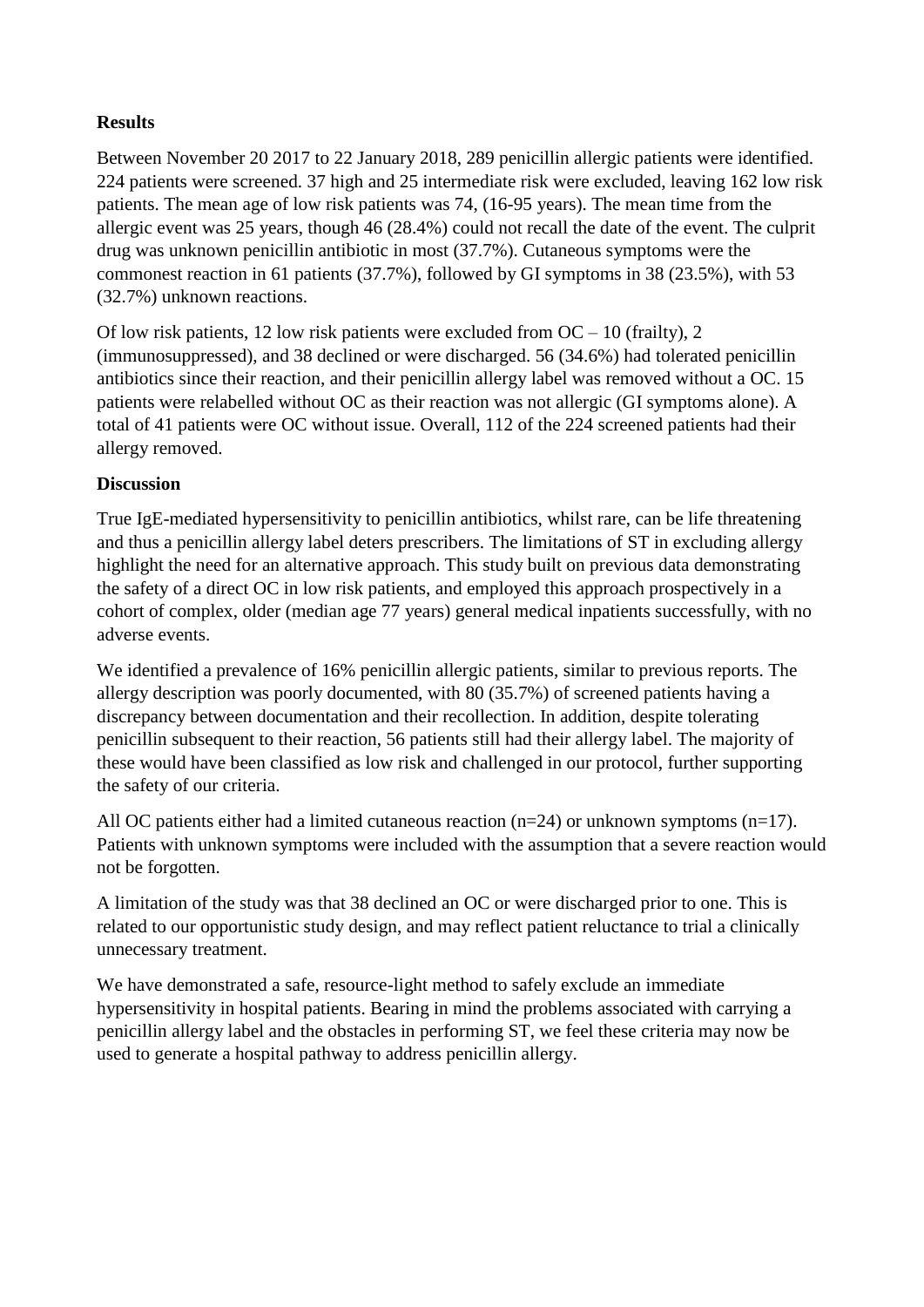**Results**

Between November 20 2017 to 22 January 2018, 289 penicillin allergic patients were identified. 224 patients were screened. 37 high and 25 intermediate risk were excluded, leaving 162 low risk patients. The mean age of low risk patients was 74, (16-95 years). The mean time from the allergic event was 25 years, though 46 (28.4%) could not recall the date of the event. The culprit drug was unknown penicillin antibiotic in most (37.7%). Cutaneous symptoms were the commonest reaction in 61 patients (37.7%), followed by GI symptoms in 38 (23.5%), with 53 (32.7%) unknown reactions.

Of low risk patients, 12 low risk patients were excluded from OC – 10 (frailty), 2 (immunosuppressed), and 38 declined or were discharged. 56 (34.6%) had tolerated penicillin antibiotics since their reaction, and their penicillin allergy label was removed without a OC. 15 patients were relabelled without OC as their reaction was not allergic (GI symptoms alone). A total of 41 patients were OC without issue. Overall, 112 of the 224 screened patients had their allergy removed.

**Discussion**

True IgE-mediated hypersensitivity to penicillin antibiotics, whilst rare, can be life threatening and thus a penicillin allergy label deters prescribers. The limitations of ST in excluding allergy highlight the need for an alternative approach. This study built on previous data demonstrating the safety of a direct OC in low risk patients, and employed this approach prospectively in a cohort of complex, older (median age 77 years) general medical inpatients successfully, with no adverse events.

We identified a prevalence of 16% penicillin allergic patients, similar to previous reports. The allergy description was poorly documented, with 80 (35.7%) of screened patients having a discrepancy between documentation and their recollection. In addition, despite tolerating penicillin subsequent to their reaction, 56 patients still had their allergy label. The majority of these would have been classified as low risk and challenged in our protocol, further supporting the safety of our criteria.

All OC patients either had a limited cutaneous reaction (n=24) or unknown symptoms (n=17). Patients with unknown symptoms were included with the assumption that a severe reaction would not be forgotten.

A limitation of the study was that 38 declined an OC or were discharged prior to one. This is related to our opportunistic study design, and may reflect patient reluctance to trial a clinically unnecessary treatment.

We have demonstrated a safe, resource-light method to safely exclude an immediate hypersensitivity in hospital patients. Bearing in mind the problems associated with carrying a penicillin allergy label and the obstacles in performing ST, we feel these criteria may now be used to generate a hospital pathway to address penicillin allergy.